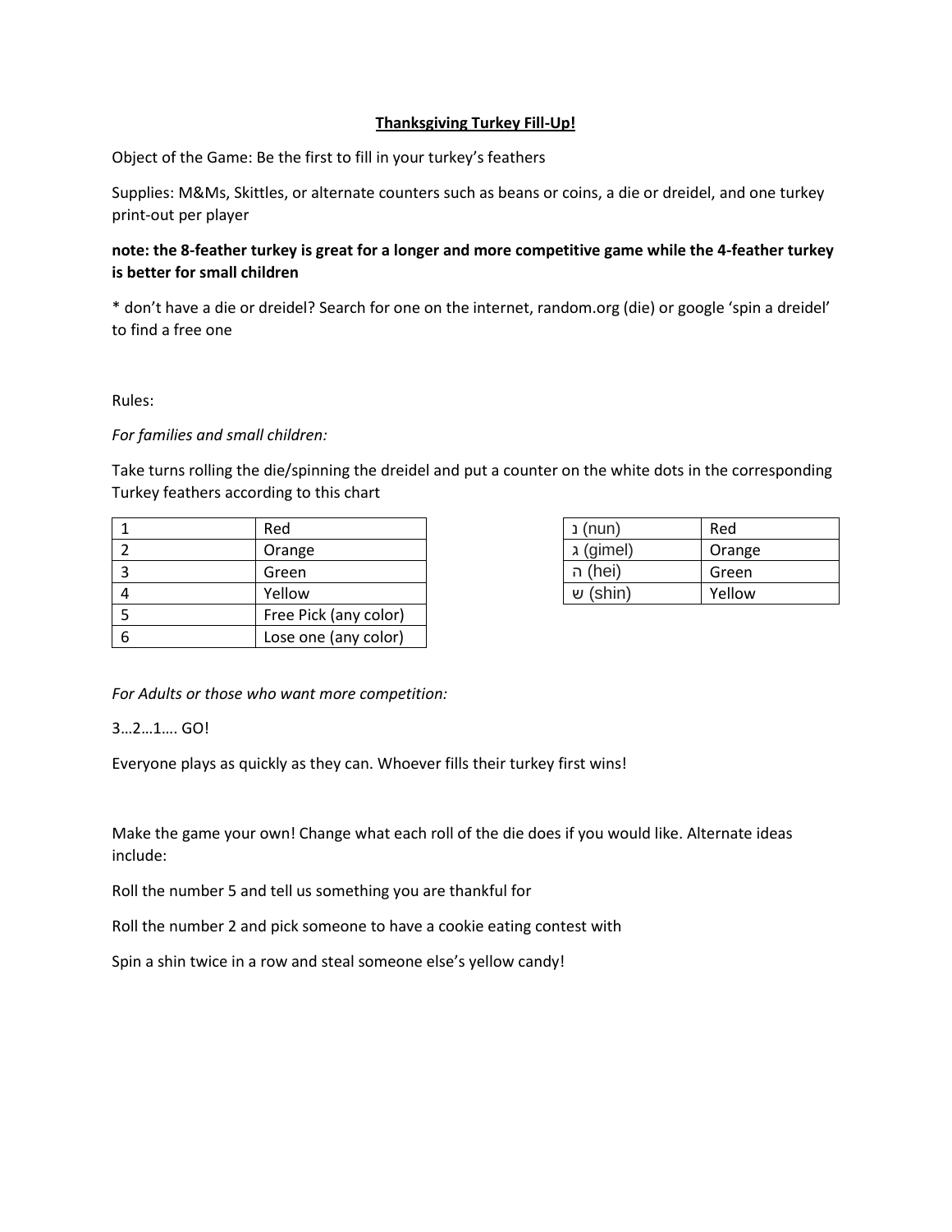# Thanksgiving Turkey Fill-Up!

Object of the Game: Be the first to fill in your turkey's feathers

Supplies: M&Ms, Skittles, or alternate counters such as beans or coins, a die or dreidel, and one turkey print-out per player

**note: the 8-feather turkey is great for a longer and more competitive game while the 4-feather turkey is better for small children**

* don't have a die or dreidel? Search for one on the internet, random.org (die) or google 'spin a dreidel' to find a free one

Rules:

*For families and small children:*

Take turns rolling the die/spinning the dreidel and put a counter on the white dots in the corresponding Turkey feathers according to this chart

| 1 | Red |
|---|---|
| 2 | Orange |
| 3 | Green |
| 4 | Yellow |
| 5 | Free Pick (any color) |
| 6 | Lose one (any color) |

| נ (nun) | Red |
|---|---|
| ג (gimel) | Orange |
| ה (hei) | Green |
| ש (shin) | Yellow |

*For Adults or those who want more competition:*

3…2…1…. GO!

Everyone plays as quickly as they can. Whoever fills their turkey first wins!

Make the game your own! Change what each roll of the die does if you would like. Alternate ideas include:

Roll the number 5 and tell us something you are thankful for

Roll the number 2 and pick someone to have a cookie eating contest with

Spin a shin twice in a row and steal someone else's yellow candy!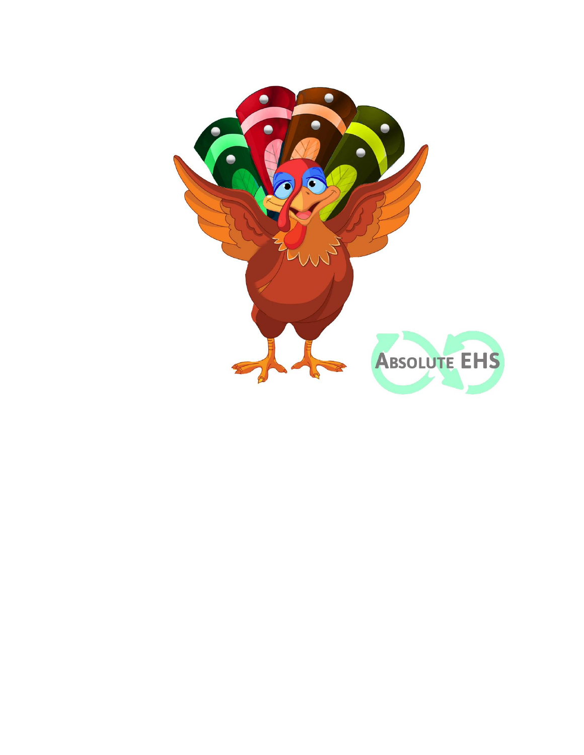ABSOLUTE EHS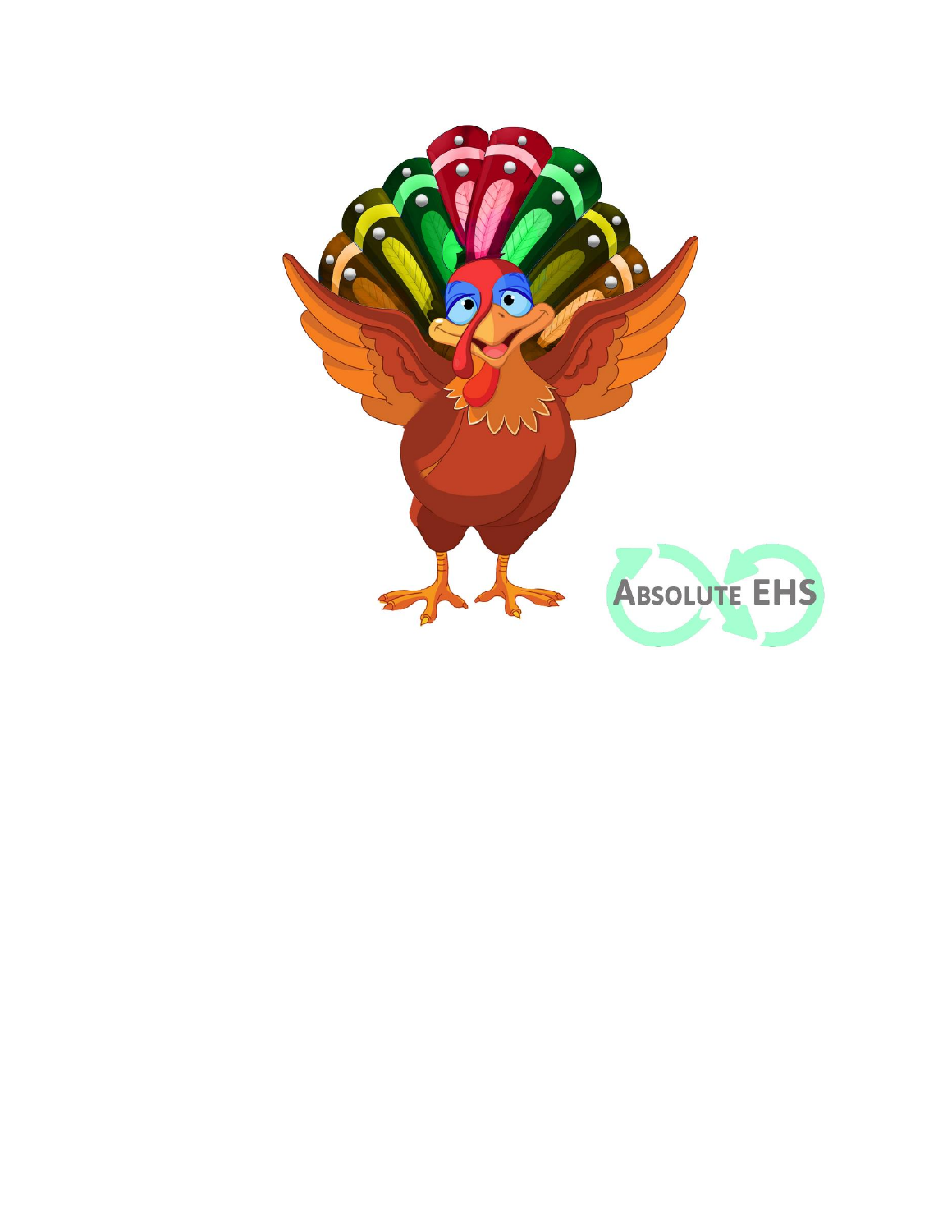ABSOLUTE EHS